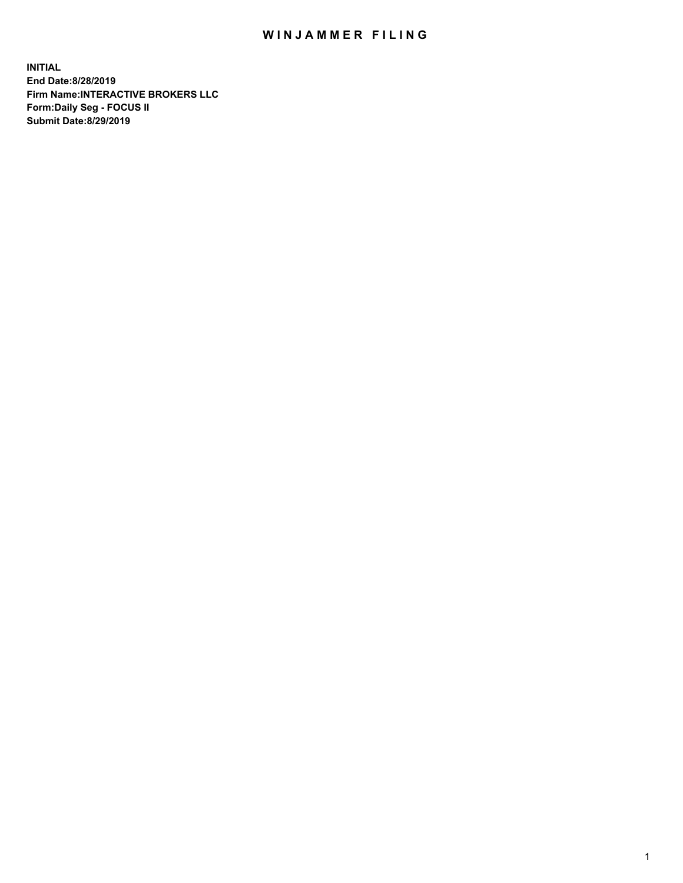# WINJAMMER FILING

**INITIAL**
**End Date:8/28/2019**
**Firm Name:INTERACTIVE BROKERS LLC**
**Form:Daily Seg - FOCUS II**
**Submit Date:8/29/2019**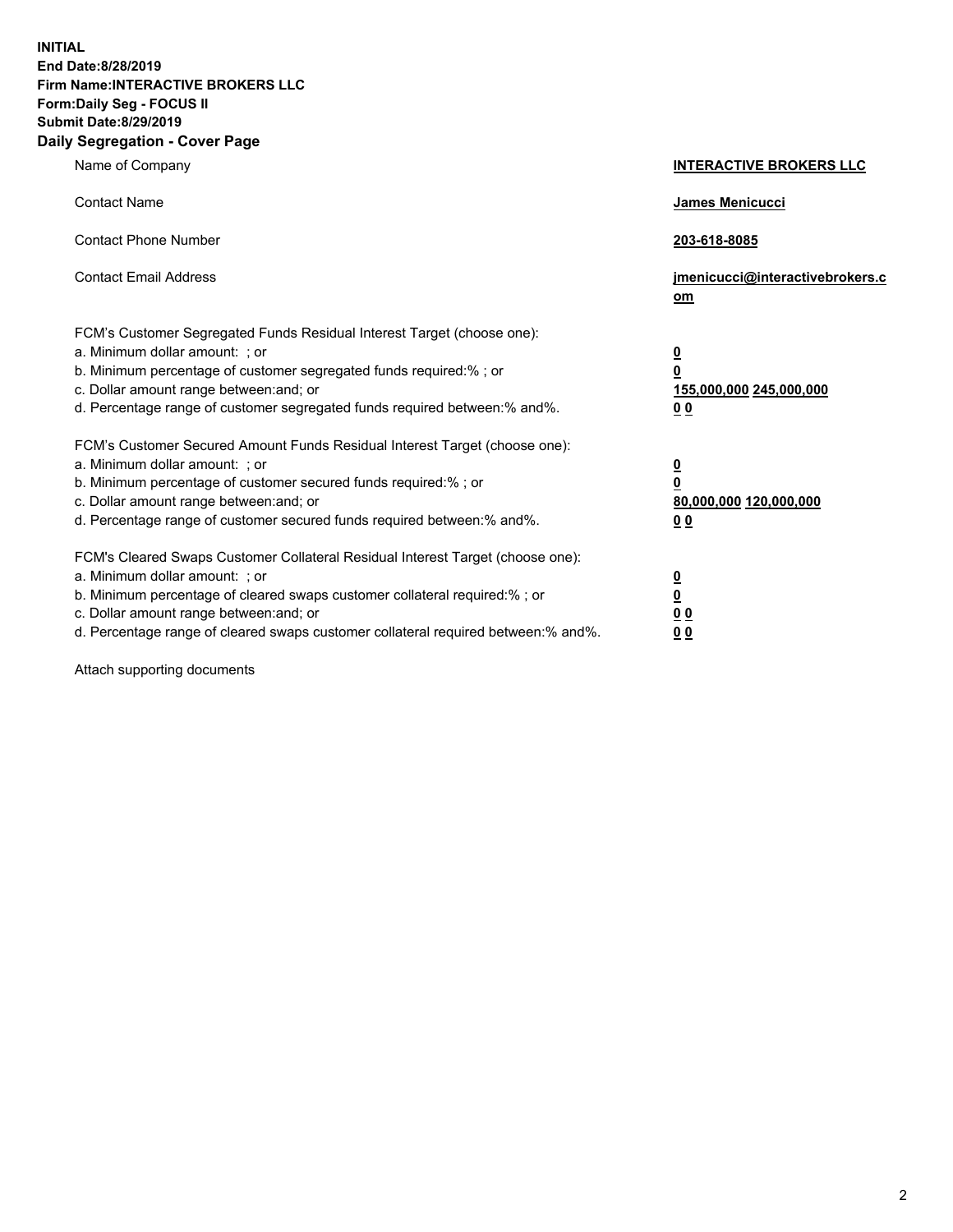**INITIAL**
**End Date:8/28/2019**
**Firm Name:INTERACTIVE BROKERS LLC**
**Form:Daily Seg - FOCUS II**
**Submit Date:8/29/2019**

## Daily Segregation - Cover Page

| | |
|---|---|
| Name of Company | **INTERACTIVE BROKERS LLC** |
| Contact Name | **James Menicucci** |
| Contact Phone Number | **203-618-8085** |
| Contact Email Address | **jmenicucci@interactivebrokers.com** |

FCM's Customer Segregated Funds Residual Interest Target (choose one):

| | |
|---|---|
| a. Minimum dollar amount: ; or | **0** |
| b. Minimum percentage of customer segregated funds required:% ; or | **0** |
| c. Dollar amount range between:and; or | **155,000,000 245,000,000** |
| d. Percentage range of customer segregated funds required between:% and%. | **0 0** |

FCM's Customer Secured Amount Funds Residual Interest Target (choose one):

| | |
|---|---|
| a. Minimum dollar amount: ; or | **0** |
| b. Minimum percentage of customer secured funds required:% ; or | **0** |
| c. Dollar amount range between:and; or | **80,000,000 120,000,000** |
| d. Percentage range of customer secured funds required between:% and%. | **0 0** |

FCM's Cleared Swaps Customer Collateral Residual Interest Target (choose one):

| | |
|---|---|
| a. Minimum dollar amount: ; or | **0** |
| b. Minimum percentage of cleared swaps customer collateral required:% ; or | **0** |
| c. Dollar amount range between:and; or | **0 0** |
| d. Percentage range of cleared swaps customer collateral required between:% and%. | **0 0** |

Attach supporting documents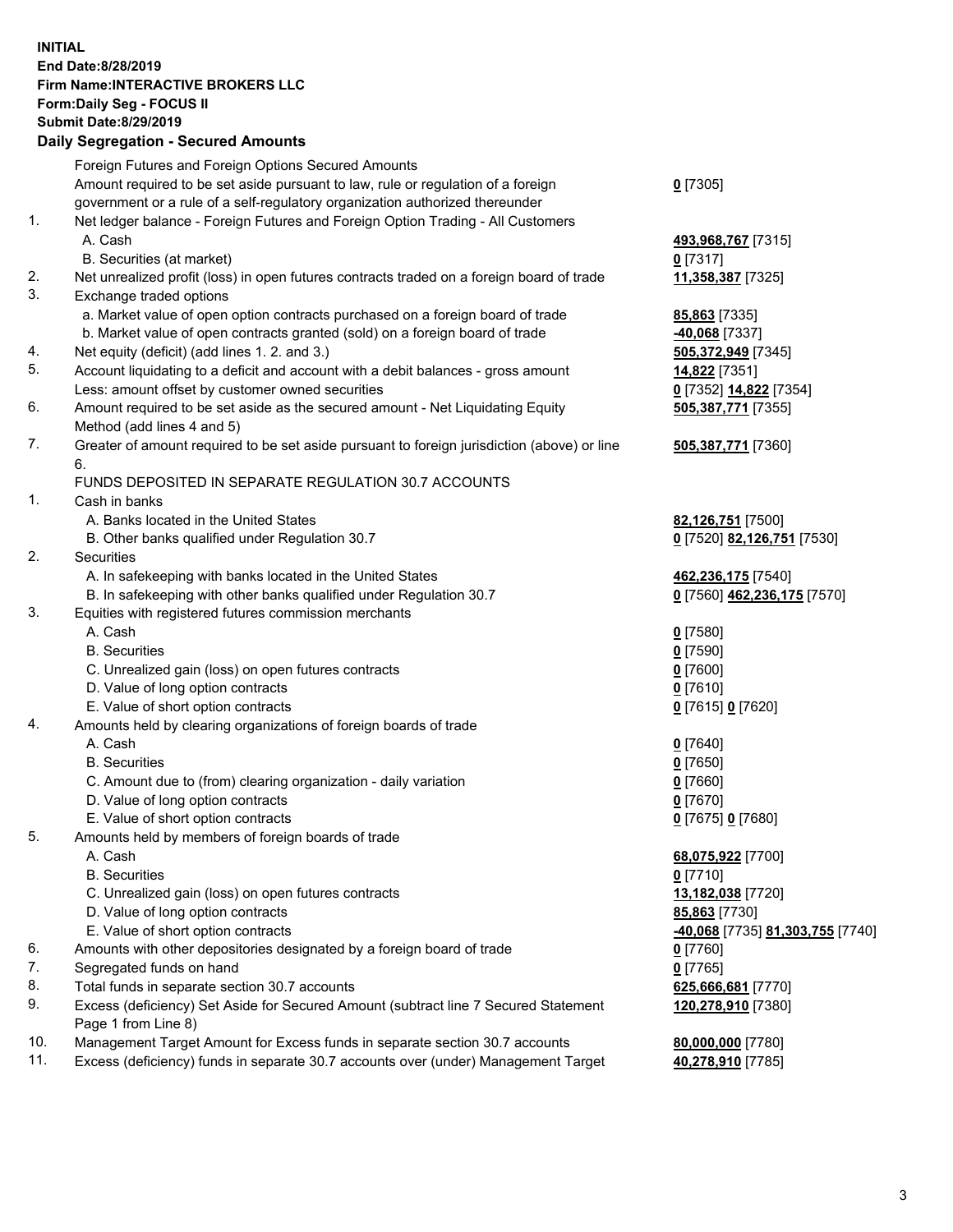**INITIAL**
**End Date:8/28/2019**
**Firm Name:INTERACTIVE BROKERS LLC**
**Form:Daily Seg - FOCUS II**
**Submit Date:8/29/2019**

**Daily Segregation - Secured Amounts**

| | | |
|---|---|---|
| | Foreign Futures and Foreign Options Secured Amounts | |
| | Amount required to be set aside pursuant to law, rule or regulation of a foreign government or a rule of a self-regulatory organization authorized thereunder | **0** [7305] |
| 1. | Net ledger balance - Foreign Futures and Foreign Option Trading - All Customers | |
| | A. Cash | **493,968,767** [7315] |
| | B. Securities (at market) | **0** [7317] |
| 2. | Net unrealized profit (loss) in open futures contracts traded on a foreign board of trade | **11,358,387** [7325] |
| 3. | Exchange traded options | |
| | a. Market value of open option contracts purchased on a foreign board of trade | **85,863** [7335] |
| | b. Market value of open contracts granted (sold) on a foreign board of trade | **-40,068** [7337] |
| 4. | Net equity (deficit) (add lines 1. 2. and 3.) | **505,372,949** [7345] |
| 5. | Account liquidating to a deficit and account with a debit balances - gross amount | **14,822** [7351] |
| | Less: amount offset by customer owned securities | **0** [7352] **14,822** [7354] |
| 6. | Amount required to be set aside as the secured amount - Net Liquidating Equity Method (add lines 4 and 5) | **505,387,771** [7355] |
| 7. | Greater of amount required to be set aside pursuant to foreign jurisdiction (above) or line 6. | **505,387,771** [7360] |
| | FUNDS DEPOSITED IN SEPARATE REGULATION 30.7 ACCOUNTS | |
| 1. | Cash in banks | |
| | A. Banks located in the United States | **82,126,751** [7500] |
| | B. Other banks qualified under Regulation 30.7 | **0** [7520] **82,126,751** [7530] |
| 2. | Securities | |
| | A. In safekeeping with banks located in the United States | **462,236,175** [7540] |
| | B. In safekeeping with other banks qualified under Regulation 30.7 | **0** [7560] **462,236,175** [7570] |
| 3. | Equities with registered futures commission merchants | |
| | A. Cash | **0** [7580] |
| | B. Securities | **0** [7590] |
| | C. Unrealized gain (loss) on open futures contracts | **0** [7600] |
| | D. Value of long option contracts | **0** [7610] |
| | E. Value of short option contracts | **0** [7615] **0** [7620] |
| 4. | Amounts held by clearing organizations of foreign boards of trade | |
| | A. Cash | **0** [7640] |
| | B. Securities | **0** [7650] |
| | C. Amount due to (from) clearing organization - daily variation | **0** [7660] |
| | D. Value of long option contracts | **0** [7670] |
| | E. Value of short option contracts | **0** [7675] **0** [7680] |
| 5. | Amounts held by members of foreign boards of trade | |
| | A. Cash | **68,075,922** [7700] |
| | B. Securities | **0** [7710] |
| | C. Unrealized gain (loss) on open futures contracts | **13,182,038** [7720] |
| | D. Value of long option contracts | **85,863** [7730] |
| | E. Value of short option contracts | **-40,068** [7735] **81,303,755** [7740] |
| 6. | Amounts with other depositories designated by a foreign board of trade | **0** [7760] |
| 7. | Segregated funds on hand | **0** [7765] |
| 8. | Total funds in separate section 30.7 accounts | **625,666,681** [7770] |
| 9. | Excess (deficiency) Set Aside for Secured Amount (subtract line 7 Secured Statement Page 1 from Line 8) | **120,278,910** [7380] |
| 10. | Management Target Amount for Excess funds in separate section 30.7 accounts | **80,000,000** [7780] |
| 11. | Excess (deficiency) funds in separate 30.7 accounts over (under) Management Target | **40,278,910** [7785] |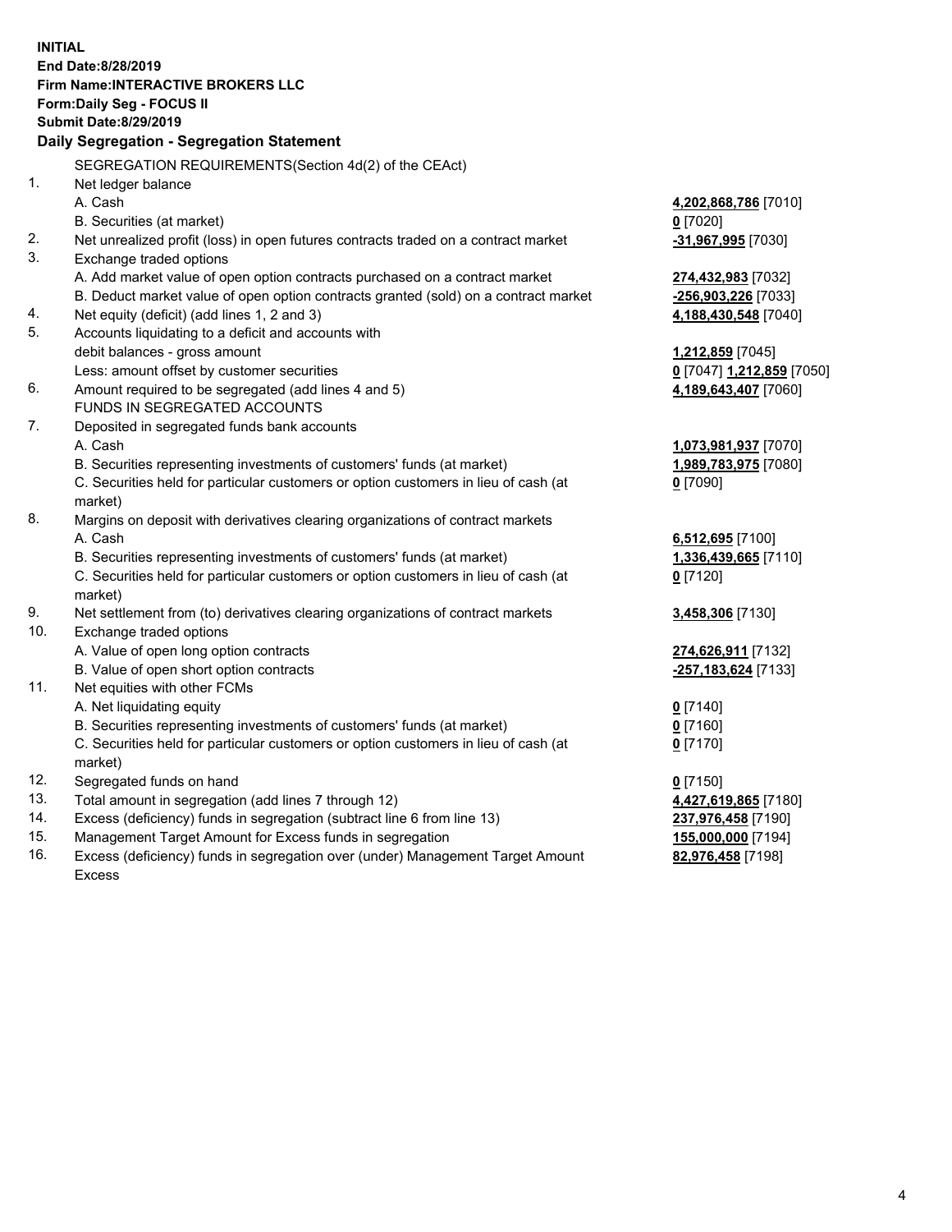**INITIAL**
**End Date:8/28/2019**
**Firm Name:INTERACTIVE BROKERS LLC**
**Form:Daily Seg - FOCUS II**
**Submit Date:8/29/2019**
**Daily Segregation - Segregation Statement**

SEGREGATION REQUIREMENTS(Section 4d(2) of the CEAct)

| | | |
|---|---|---|
| 1. | Net ledger balance | |
| | A. Cash | **4,202,868,786** [7010] |
| | B. Securities (at market) | **0** [7020] |
| 2. | Net unrealized profit (loss) in open futures contracts traded on a contract market | **-31,967,995** [7030] |
| 3. | Exchange traded options | |
| | A. Add market value of open option contracts purchased on a contract market | **274,432,983** [7032] |
| | B. Deduct market value of open option contracts granted (sold) on a contract market | **-256,903,226** [7033] |
| 4. | Net equity (deficit) (add lines 1, 2 and 3) | **4,188,430,548** [7040] |
| 5. | Accounts liquidating to a deficit and accounts with | |
| | debit balances - gross amount | **1,212,859** [7045] |
| | Less: amount offset by customer securities | **0** [7047] **1,212,859** [7050] |
| 6. | Amount required to be segregated (add lines 4 and 5) | **4,189,643,407** [7060] |
| | FUNDS IN SEGREGATED ACCOUNTS | |
| 7. | Deposited in segregated funds bank accounts | |
| | A. Cash | **1,073,981,937** [7070] |
| | B. Securities representing investments of customers' funds (at market) | **1,989,783,975** [7080] |
| | C. Securities held for particular customers or option customers in lieu of cash (at market) | **0** [7090] |
| 8. | Margins on deposit with derivatives clearing organizations of contract markets | |
| | A. Cash | **6,512,695** [7100] |
| | B. Securities representing investments of customers' funds (at market) | **1,336,439,665** [7110] |
| | C. Securities held for particular customers or option customers in lieu of cash (at market) | **0** [7120] |
| 9. | Net settlement from (to) derivatives clearing organizations of contract markets | **3,458,306** [7130] |
| 10. | Exchange traded options | |
| | A. Value of open long option contracts | **274,626,911** [7132] |
| | B. Value of open short option contracts | **-257,183,624** [7133] |
| 11. | Net equities with other FCMs | |
| | A. Net liquidating equity | **0** [7140] |
| | B. Securities representing investments of customers' funds (at market) | **0** [7160] |
| | C. Securities held for particular customers or option customers in lieu of cash (at market) | **0** [7170] |
| 12. | Segregated funds on hand | **0** [7150] |
| 13. | Total amount in segregation (add lines 7 through 12) | **4,427,619,865** [7180] |
| 14. | Excess (deficiency) funds in segregation (subtract line 6 from line 13) | **237,976,458** [7190] |
| 15. | Management Target Amount for Excess funds in segregation | **155,000,000** [7194] |
| 16. | Excess (deficiency) funds in segregation over (under) Management Target Amount Excess | **82,976,458** [7198] |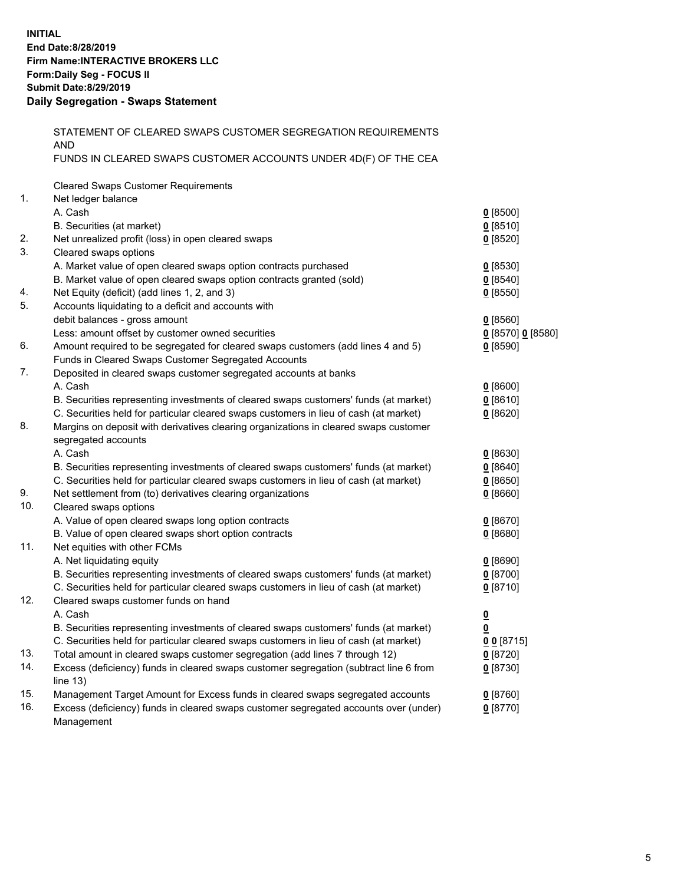**INITIAL**
**End Date:8/28/2019**
**Firm Name:INTERACTIVE BROKERS LLC**
**Form:Daily Seg - FOCUS II**
**Submit Date:8/29/2019**
**Daily Segregation - Swaps Statement**

STATEMENT OF CLEARED SWAPS CUSTOMER SEGREGATION REQUIREMENTS AND FUNDS IN CLEARED SWAPS CUSTOMER ACCOUNTS UNDER 4D(F) OF THE CEA

| | | |
|---|---|---|
| | Cleared Swaps Customer Requirements | |
| 1. | Net ledger balance | |
| | A. Cash | 0 [8500] |
| | B. Securities (at market) | 0 [8510] |
| 2. | Net unrealized profit (loss) in open cleared swaps | 0 [8520] |
| 3. | Cleared swaps options | |
| | A. Market value of open cleared swaps option contracts purchased | 0 [8530] |
| | B. Market value of open cleared swaps option contracts granted (sold) | 0 [8540] |
| 4. | Net Equity (deficit) (add lines 1, 2, and 3) | 0 [8550] |
| 5. | Accounts liquidating to a deficit and accounts with | |
| | debit balances - gross amount | 0 [8560] |
| | Less: amount offset by customer owned securities | 0 [8570] 0 [8580] |
| 6. | Amount required to be segregated for cleared swaps customers (add lines 4 and 5) | 0 [8590] |
| | Funds in Cleared Swaps Customer Segregated Accounts | |
| 7. | Deposited in cleared swaps customer segregated accounts at banks | |
| | A. Cash | 0 [8600] |
| | B. Securities representing investments of cleared swaps customers' funds (at market) | 0 [8610] |
| | C. Securities held for particular cleared swaps customers in lieu of cash (at market) | 0 [8620] |
| 8. | Margins on deposit with derivatives clearing organizations in cleared swaps customer segregated accounts | |
| | A. Cash | 0 [8630] |
| | B. Securities representing investments of cleared swaps customers' funds (at market) | 0 [8640] |
| | C. Securities held for particular cleared swaps customers in lieu of cash (at market) | 0 [8650] |
| 9. | Net settlement from (to) derivatives clearing organizations | 0 [8660] |
| 10. | Cleared swaps options | |
| | A. Value of open cleared swaps long option contracts | 0 [8670] |
| | B. Value of open cleared swaps short option contracts | 0 [8680] |
| 11. | Net equities with other FCMs | |
| | A. Net liquidating equity | 0 [8690] |
| | B. Securities representing investments of cleared swaps customers' funds (at market) | 0 [8700] |
| | C. Securities held for particular cleared swaps customers in lieu of cash (at market) | 0 [8710] |
| 12. | Cleared swaps customer funds on hand | |
| | A. Cash | 0 |
| | B. Securities representing investments of cleared swaps customers' funds (at market) | 0 |
| | C. Securities held for particular cleared swaps customers in lieu of cash (at market) | 0 0 [8715] |
| 13. | Total amount in cleared swaps customer segregation (add lines 7 through 12) | 0 [8720] |
| 14. | Excess (deficiency) funds in cleared swaps customer segregation (subtract line 6 from line 13) | 0 [8730] |
| 15. | Management Target Amount for Excess funds in cleared swaps segregated accounts | 0 [8760] |
| 16. | Excess (deficiency) funds in cleared swaps customer segregated accounts over (under) Management | 0 [8770] |